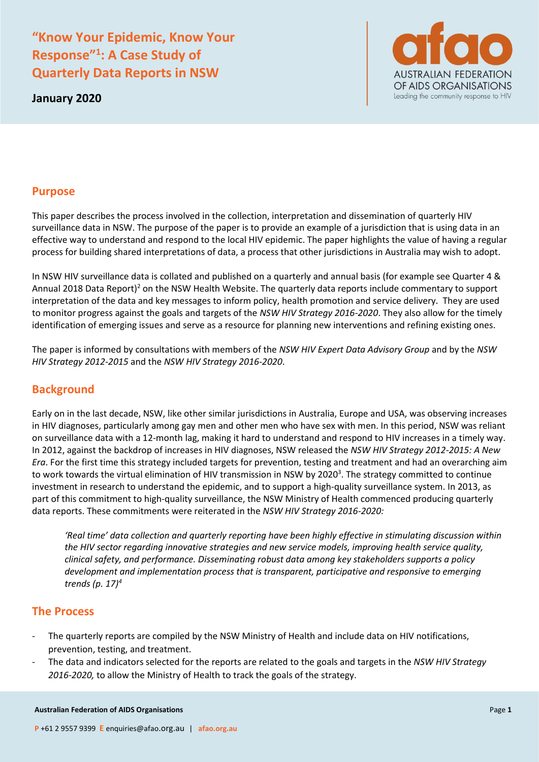# "Know Your Epidemic, Know Your Response"[1]: A Case Study of Quarterly Data Reports in NSW

**January 2020**

## Purpose

This paper describes the process involved in the collection, interpretation and dissemination of quarterly HIV surveillance data in NSW. The purpose of the paper is to provide an example of a jurisdiction that is using data in an effective way to understand and respond to the local HIV epidemic. The paper highlights the value of having a regular process for building shared interpretations of data, a process that other jurisdictions in Australia may wish to adopt.

In NSW HIV surveillance data is collated and published on a quarterly and annual basis (for example see Quarter 4 & Annual 2018 Data Report)[2] on the NSW Health Website. The quarterly data reports include commentary to support interpretation of the data and key messages to inform policy, health promotion and service delivery. They are used to monitor progress against the goals and targets of the *NSW HIV Strategy 2016-2020*. They also allow for the timely identification of emerging issues and serve as a resource for planning new interventions and refining existing ones.

The paper is informed by consultations with members of the *NSW HIV Expert Data Advisory Group* and by the *NSW HIV Strategy 2012-2015* and the *NSW HIV Strategy 2016-2020*.

## Background

Early on in the last decade, NSW, like other similar jurisdictions in Australia, Europe and USA, was observing increases in HIV diagnoses, particularly among gay men and other men who have sex with men. In this period, NSW was reliant on surveillance data with a 12-month lag, making it hard to understand and respond to HIV increases in a timely way. In 2012, against the backdrop of increases in HIV diagnoses, NSW released the *NSW HIV Strategy 2012-2015: A New Era*. For the first time this strategy included targets for prevention, testing and treatment and had an overarching aim to work towards the virtual elimination of HIV transmission in NSW by 2020[3]. The strategy committed to continue investment in research to understand the epidemic, and to support a high-quality surveillance system. In 2013, as part of this commitment to high-quality surveillance, the NSW Ministry of Health commenced producing quarterly data reports. These commitments were reiterated in the *NSW HIV Strategy 2016-2020:*

> *'Real time' data collection and quarterly reporting have been highly effective in stimulating discussion within the HIV sector regarding innovative strategies and new service models, improving health service quality, clinical safety, and performance. Disseminating robust data among key stakeholders supports a policy development and implementation process that is transparent, participative and responsive to emerging trends (p. 17)*[4]

## The Process

- The quarterly reports are compiled by the NSW Ministry of Health and include data on HIV notifications, prevention, testing, and treatment.
- The data and indicators selected for the reports are related to the goals and targets in the *NSW HIV Strategy 2016-2020,* to allow the Ministry of Health to track the goals of the strategy.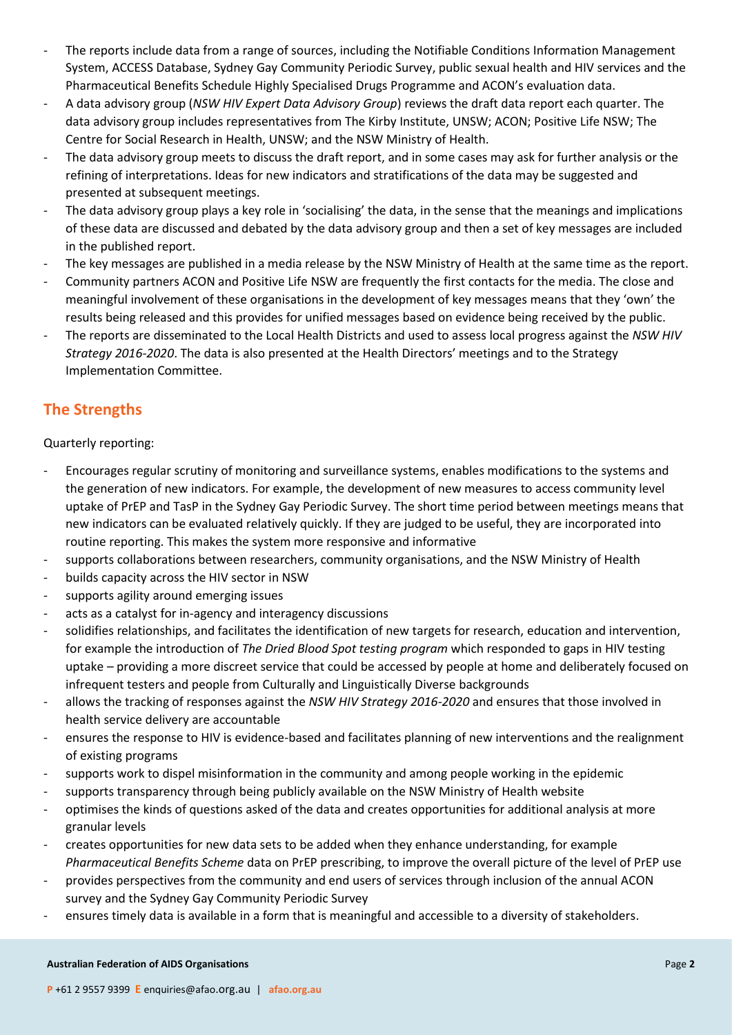- The reports include data from a range of sources, including the Notifiable Conditions Information Management System, ACCESS Database, Sydney Gay Community Periodic Survey, public sexual health and HIV services and the Pharmaceutical Benefits Schedule Highly Specialised Drugs Programme and ACON's evaluation data.
- A data advisory group (*NSW HIV Expert Data Advisory Group*) reviews the draft data report each quarter. The data advisory group includes representatives from The Kirby Institute, UNSW; ACON; Positive Life NSW; The Centre for Social Research in Health, UNSW; and the NSW Ministry of Health.
- The data advisory group meets to discuss the draft report, and in some cases may ask for further analysis or the refining of interpretations. Ideas for new indicators and stratifications of the data may be suggested and presented at subsequent meetings.
- The data advisory group plays a key role in 'socialising' the data, in the sense that the meanings and implications of these data are discussed and debated by the data advisory group and then a set of key messages are included in the published report.
- The key messages are published in a media release by the NSW Ministry of Health at the same time as the report.
- Community partners ACON and Positive Life NSW are frequently the first contacts for the media. The close and meaningful involvement of these organisations in the development of key messages means that they 'own' the results being released and this provides for unified messages based on evidence being received by the public.
- The reports are disseminated to the Local Health Districts and used to assess local progress against the *NSW HIV Strategy 2016-2020*. The data is also presented at the Health Directors' meetings and to the Strategy Implementation Committee.

## The Strengths

Quarterly reporting:

- Encourages regular scrutiny of monitoring and surveillance systems, enables modifications to the systems and the generation of new indicators. For example, the development of new measures to access community level uptake of PrEP and TasP in the Sydney Gay Periodic Survey. The short time period between meetings means that new indicators can be evaluated relatively quickly. If they are judged to be useful, they are incorporated into routine reporting. This makes the system more responsive and informative
- supports collaborations between researchers, community organisations, and the NSW Ministry of Health
- builds capacity across the HIV sector in NSW
- supports agility around emerging issues
- acts as a catalyst for in-agency and interagency discussions
- solidifies relationships, and facilitates the identification of new targets for research, education and intervention, for example the introduction of *The Dried Blood Spot testing program* which responded to gaps in HIV testing uptake – providing a more discreet service that could be accessed by people at home and deliberately focused on infrequent testers and people from Culturally and Linguistically Diverse backgrounds
- allows the tracking of responses against the *NSW HIV Strategy 2016-2020* and ensures that those involved in health service delivery are accountable
- ensures the response to HIV is evidence-based and facilitates planning of new interventions and the realignment of existing programs
- supports work to dispel misinformation in the community and among people working in the epidemic
- supports transparency through being publicly available on the NSW Ministry of Health website
- optimises the kinds of questions asked of the data and creates opportunities for additional analysis at more granular levels
- creates opportunities for new data sets to be added when they enhance understanding, for example *Pharmaceutical Benefits Scheme* data on PrEP prescribing, to improve the overall picture of the level of PrEP use
- provides perspectives from the community and end users of services through inclusion of the annual ACON survey and the Sydney Gay Community Periodic Survey
- ensures timely data is available in a form that is meaningful and accessible to a diversity of stakeholders.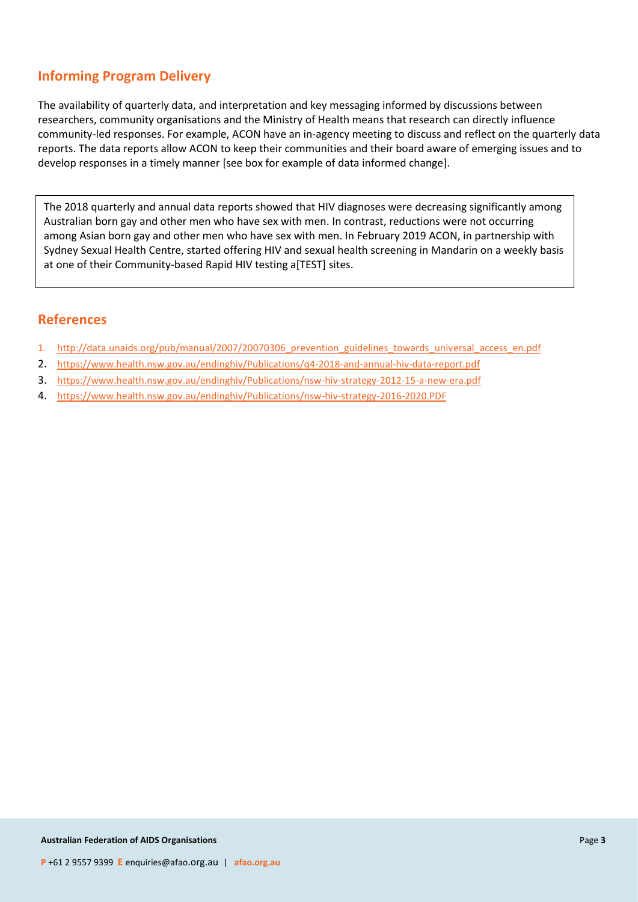## Informing Program Delivery

The availability of quarterly data, and interpretation and key messaging informed by discussions between researchers, community organisations and the Ministry of Health means that research can directly influence community-led responses. For example, ACON have an in-agency meeting to discuss and reflect on the quarterly data reports. The data reports allow ACON to keep their communities and their board aware of emerging issues and to develop responses in a timely manner [see box for example of data informed change].

> The 2018 quarterly and annual data reports showed that HIV diagnoses were decreasing significantly among Australian born gay and other men who have sex with men. In contrast, reductions were not occurring among Asian born gay and other men who have sex with men. In February 2019 ACON, in partnership with Sydney Sexual Health Centre, started offering HIV and sexual health screening in Mandarin on a weekly basis at one of their Community-based Rapid HIV testing a[TEST] sites.

## References

1. http://data.unaids.org/pub/manual/2007/20070306_prevention_guidelines_towards_universal_access_en.pdf
2. https://www.health.nsw.gov.au/endinghiv/Publications/q4-2018-and-annual-hiv-data-report.pdf
3. https://www.health.nsw.gov.au/endinghiv/Publications/nsw-hiv-strategy-2012-15-a-new-era.pdf
4. https://www.health.nsw.gov.au/endinghiv/Publications/nsw-hiv-strategy-2016-2020.PDF